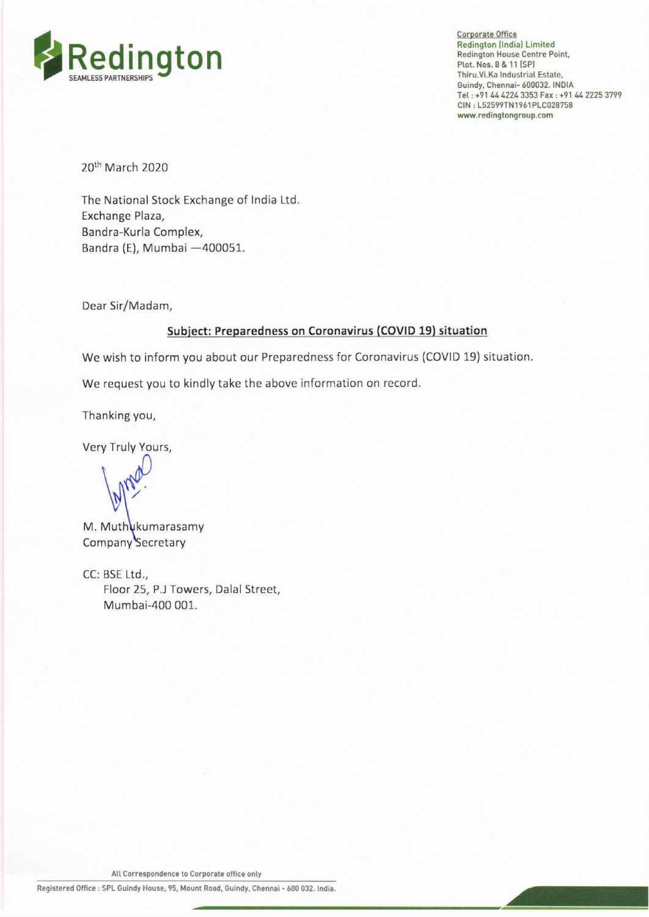Redington
SEAMLESS PARTNERSHIPS

Corporate Office
Redington (India) Limited
Redington House Centre Point,
Plot. Nos. 8 & 11 (SP)
Thiru.Vi.Ka Industrial Estate,
Guindy, Chennai- 600032. INDIA
Tel : +91 44 4224 3353 Fax : +91 44 2225 3799
CIN : L52599TN1961PLC028758
www.redingtongroup.com

20th March 2020

The National Stock Exchange of India Ltd.
Exchange Plaza,
Bandra-Kurla Complex,
Bandra (E), Mumbai —400051.

Dear Sir/Madam,

**Subject: Preparedness on Coronavirus (COVID 19) situation**

We wish to inform you about our Preparedness for Coronavirus (COVID 19) situation.

We request you to kindly take the above information on record.

Thanking you,

Very Truly Yours,

M. Muthukumarasamy
Company Secretary

CC: BSE Ltd.,
Floor 25, P.J Towers, Dalal Street,
Mumbai-400 001.

All Correspondence to Corporate office only

Registered Office : SPL Guindy House, 95, Mount Road, Guindy, Chennai - 600 032. India.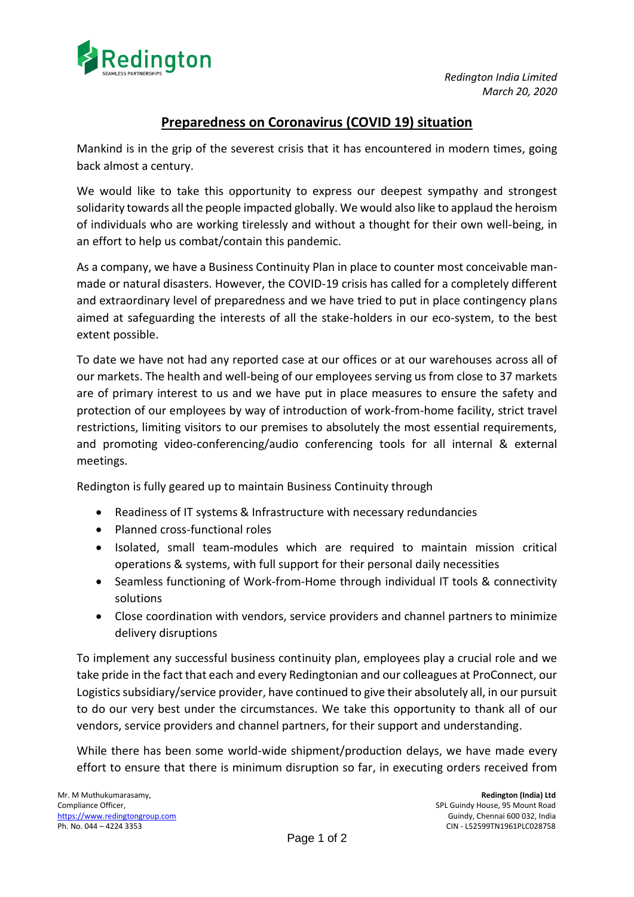*Redington India Limited*
*March 20, 2020*

## Preparedness on Coronavirus (COVID 19) situation

Mankind is in the grip of the severest crisis that it has encountered in modern times, going back almost a century.

We would like to take this opportunity to express our deepest sympathy and strongest solidarity towards all the people impacted globally. We would also like to applaud the heroism of individuals who are working tirelessly and without a thought for their own well-being, in an effort to help us combat/contain this pandemic.

As a company, we have a Business Continuity Plan in place to counter most conceivable man-made or natural disasters. However, the COVID-19 crisis has called for a completely different and extraordinary level of preparedness and we have tried to put in place contingency plans aimed at safeguarding the interests of all the stake-holders in our eco-system, to the best extent possible.

To date we have not had any reported case at our offices or at our warehouses across all of our markets. The health and well-being of our employees serving us from close to 37 markets are of primary interest to us and we have put in place measures to ensure the safety and protection of our employees by way of introduction of work-from-home facility, strict travel restrictions, limiting visitors to our premises to absolutely the most essential requirements, and promoting video-conferencing/audio conferencing tools for all internal & external meetings.

Redington is fully geared up to maintain Business Continuity through

- Readiness of IT systems & Infrastructure with necessary redundancies
- Planned cross-functional roles
- Isolated, small team-modules which are required to maintain mission critical operations & systems, with full support for their personal daily necessities
- Seamless functioning of Work-from-Home through individual IT tools & connectivity solutions
- Close coordination with vendors, service providers and channel partners to minimize delivery disruptions

To implement any successful business continuity plan, employees play a crucial role and we take pride in the fact that each and every Redingtonian and our colleagues at ProConnect, our Logistics subsidiary/service provider, have continued to give their absolutely all, in our pursuit to do our very best under the circumstances. We take this opportunity to thank all of our vendors, service providers and channel partners, for their support and understanding.

While there has been some world-wide shipment/production delays, we have made every effort to ensure that there is minimum disruption so far, in executing orders received from

Mr. M Muthukumarasamy,
Compliance Officer,
https://www.redingtongroup.com
Ph. No. 044 – 4224 3353

**Redington (India) Ltd**
SPL Guindy House, 95 Mount Road
Guindy, Chennai 600 032, India
CIN - L52599TN1961PLC028758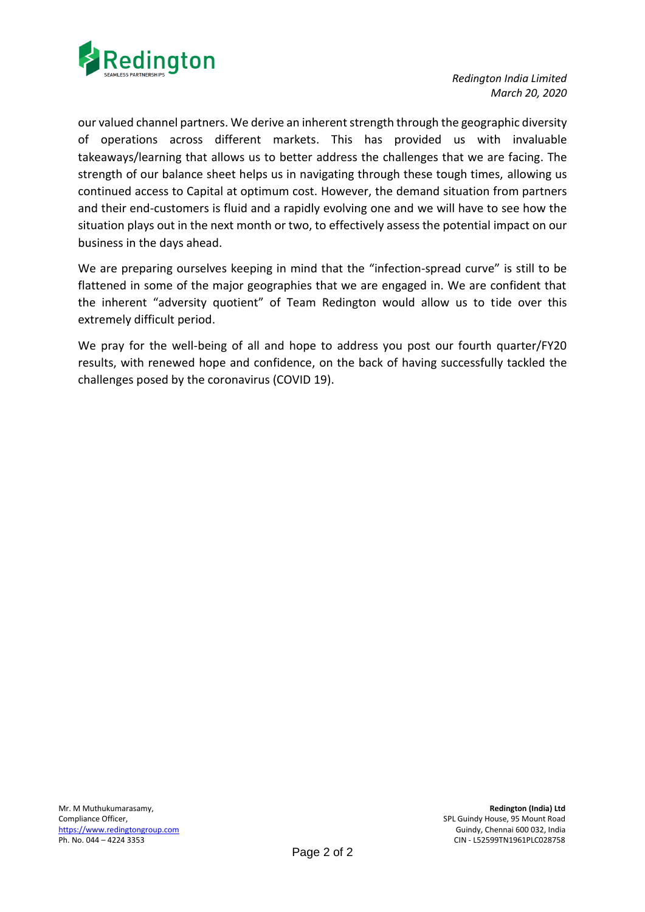our valued channel partners. We derive an inherent strength through the geographic diversity of operations across different markets. This has provided us with invaluable takeaways/learning that allows us to better address the challenges that we are facing. The strength of our balance sheet helps us in navigating through these tough times, allowing us continued access to Capital at optimum cost. However, the demand situation from partners and their end-customers is fluid and a rapidly evolving one and we will have to see how the situation plays out in the next month or two, to effectively assess the potential impact on our business in the days ahead.

We are preparing ourselves keeping in mind that the "infection-spread curve" is still to be flattened in some of the major geographies that we are engaged in. We are confident that the inherent "adversity quotient" of Team Redington would allow us to tide over this extremely difficult period.

We pray for the well-being of all and hope to address you post our fourth quarter/FY20 results, with renewed hope and confidence, on the back of having successfully tackled the challenges posed by the coronavirus (COVID 19).